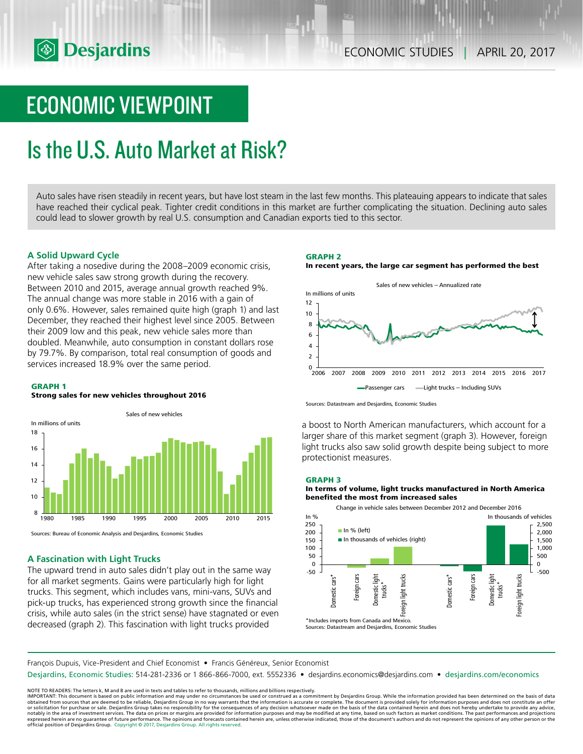ECONOMIC STUDIES | APRIL 20, 2017

# ECONOMIC VIEWPOINT

# Is the U.S. Auto Market at Risk?

Auto sales have risen steadily in recent years, but have lost steam in the last few months. This plateauing appears to indicate that sales have reached their cyclical peak. Tighter credit conditions in this market are further complicating the situation. Declining auto sales could lead to slower growth by real U.S. consumption and Canadian exports tied to this sector.

### A Solid Upward Cycle

After taking a nosedive during the 2008–2009 economic crisis, new vehicle sales saw strong growth during the recovery. Between 2010 and 2015, average annual growth reached 9%. The annual change was more stable in 2016 with a gain of only 0.6%. However, sales remained quite high (graph 1) and last December, they reached their highest level since 2005. Between their 2009 low and this peak, new vehicle sales more than doubled. Meanwhile, auto consumption in constant dollars rose by 79.7%. By comparison, total real consumption of goods and services increased 18.9% over the same period.

**GRAPH 1**
**Strong sales for new vehicles throughout 2016**

Sources: Bureau of Economic Analysis and Desjardins, Economic Studies

### A Fascination with Light Trucks

The upward trend in auto sales didn't play out in the same way for all market segments. Gains were particularly high for light trucks. This segment, which includes vans, mini-vans, SUVs and pick-up trucks, has experienced strong growth since the financial crisis, while auto sales (in the strict sense) have stagnated or even decreased (graph 2). This fascination with light trucks provided a boost to North American manufacturers, which account for a larger share of this market segment (graph 3). However, foreign light trucks also saw solid growth despite being subject to more protectionist measures.

**GRAPH 2**
**In recent years, the large car segment has performed the best**

Sources: Datastream and Desjardins, Economic Studies

**GRAPH 3**
**In terms of volume, light trucks manufactured in North America benefited the most from increased sales**

*Includes imports from Canada and Mexico.
Sources: Datastream and Desjardins, Economic Studies

François Dupuis, Vice-President and Chief Economist • Francis Généreux, Senior Economist

Desjardins, Economic Studies: 514-281-2336 or 1 866-866-7000, ext. 5552336 • desjardins.economics@desjardins.com • desjardins.com/economics

NOTE TO READERS: The letters k, M and B are used in texts and tables to refer to thousands, millions and billions respectively.
IMPORTANT: This document is based on public information and may under no circumstances be used or construed as a commitment by Desjardins Group. While the information provided has been determined on the basis of data obtained from sources that are deemed to be reliable, Desjardins Group in no way warrants that the information is accurate or complete. The document is provided solely for information purposes and does not constitute an offer or solicitation for purchase or sale. Desjardins Group takes no responsibility for the consequences of any decision whatsoever made on the basis of the data contained herein and does not hereby undertake to provide any advice, notably in the area of investment services. The data on prices or margins are provided for information purposes and may be modified at any time, based on such factors as market conditions. The past performances and projections expressed herein are no guarantee of future performance. The opinions and forecasts contained herein are, unless otherwise indicated, those of the document's authors and do not represent the opinions of any other person or the official position of Desjardins Group. Copyright © 2017, Desjardins Group. All rights reserved.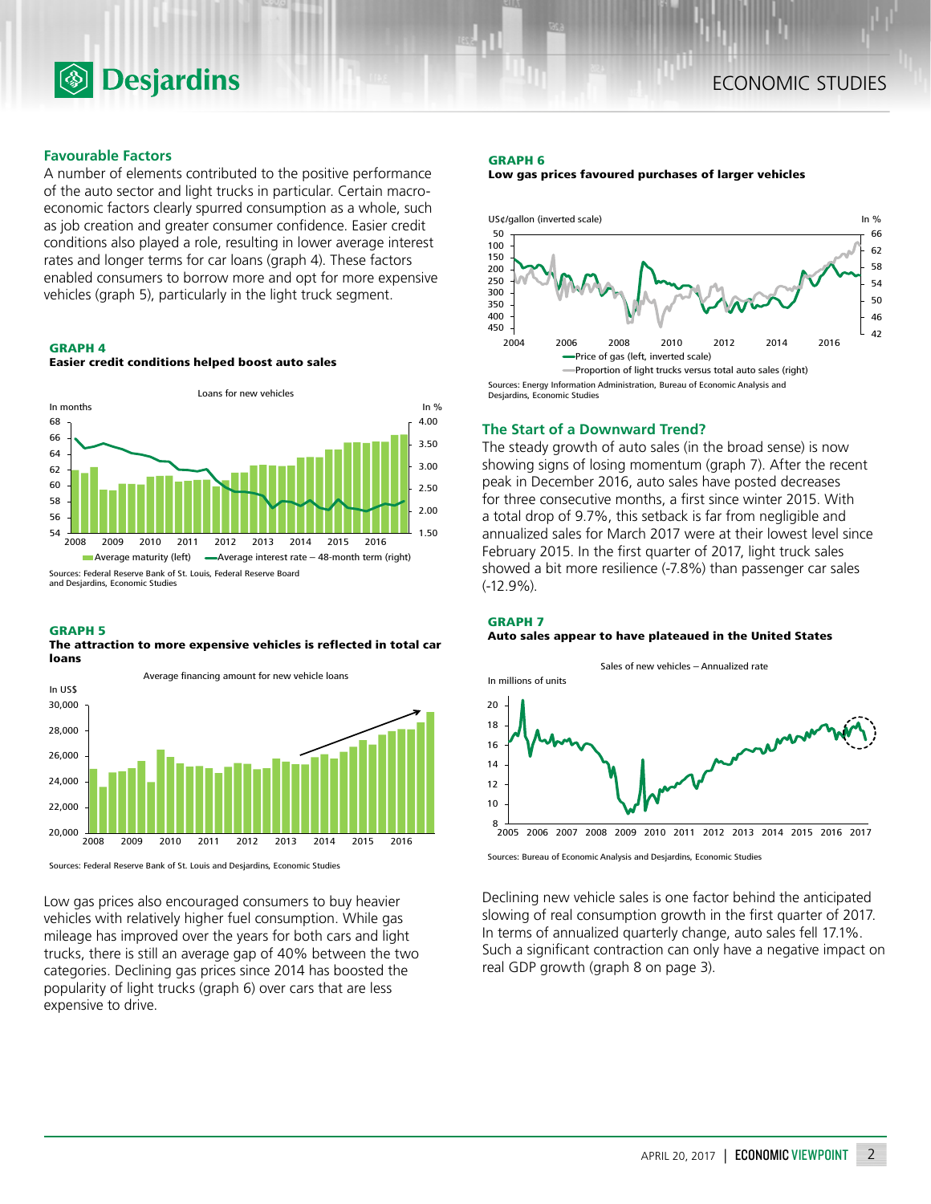## Favourable Factors

A number of elements contributed to the positive performance of the auto sector and light trucks in particular. Certain macroeconomic factors clearly spurred consumption as a whole, such as job creation and greater consumer confidence. Easier credit conditions also played a role, resulting in lower average interest rates and longer terms for car loans (graph 4). These factors enabled consumers to borrow more and opt for more expensive vehicles (graph 5), particularly in the light truck segment.

**GRAPH 4**
**Easier credit conditions helped boost auto sales**

Sources: Federal Reserve Bank of St. Louis, Federal Reserve Board and Desjardins, Economic Studies

**GRAPH 5**
**The attraction to more expensive vehicles is reflected in total car loans**

Sources: Federal Reserve Bank of St. Louis and Desjardins, Economic Studies

Low gas prices also encouraged consumers to buy heavier vehicles with relatively higher fuel consumption. While gas mileage has improved over the years for both cars and light trucks, there is still an average gap of 40% between the two categories. Declining gas prices since 2014 has boosted the popularity of light trucks (graph 6) over cars that are less expensive to drive.

**GRAPH 6**
**Low gas prices favoured purchases of larger vehicles**

Sources: Energy Information Administration, Bureau of Economic Analysis and Desjardins, Economic Studies

## The Start of a Downward Trend?

The steady growth of auto sales (in the broad sense) is now showing signs of losing momentum (graph 7). After the recent peak in December 2016, auto sales have posted decreases for three consecutive months, a first since winter 2015. With a total drop of 9.7%, this setback is far from negligible and annualized sales for March 2017 were at their lowest level since February 2015. In the first quarter of 2017, light truck sales showed a bit more resilience (-7.8%) than passenger car sales (-12.9%).

**GRAPH 7**
**Auto sales appear to have plateaued in the United States**

Sources: Bureau of Economic Analysis and Desjardins, Economic Studies

Declining new vehicle sales is one factor behind the anticipated slowing of real consumption growth in the first quarter of 2017. In terms of annualized quarterly change, auto sales fell 17.1%. Such a significant contraction can only have a negative impact on real GDP growth (graph 8 on page 3).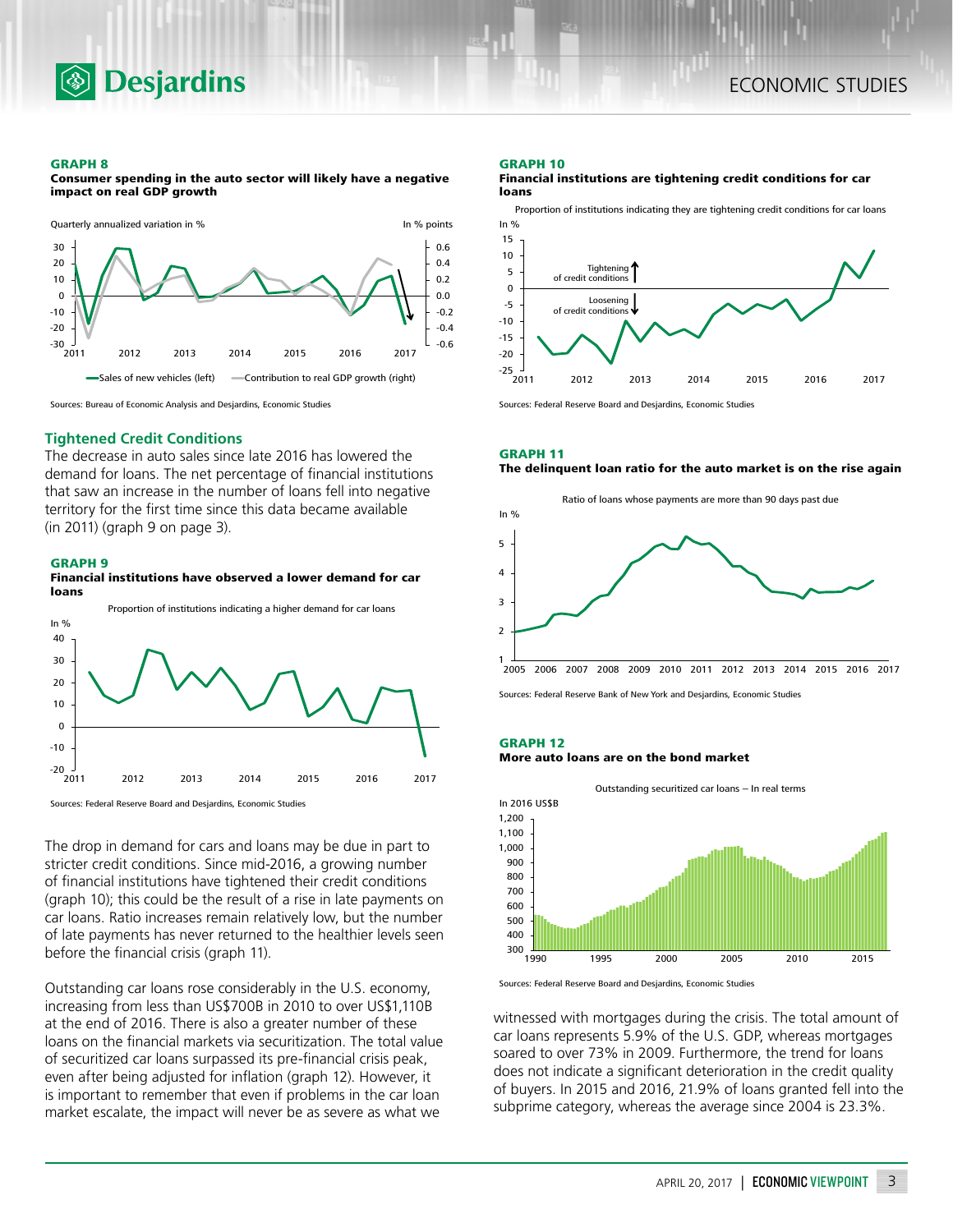**GRAPH 8**
**Consumer spending in the auto sector will likely have a negative impact on real GDP growth**

Quarterly annualized variation in % — In % points

Sales of new vehicles (left) — Contribution to real GDP growth (right)

Sources: Bureau of Economic Analysis and Desjardins, Economic Studies

## Tightened Credit Conditions

The decrease in auto sales since late 2016 has lowered the demand for loans. The net percentage of financial institutions that saw an increase in the number of loans fell into negative territory for the first time since this data became available (in 2011) (graph 9 on page 3).

**GRAPH 9**
**Financial institutions have observed a lower demand for car loans**

Proportion of institutions indicating a higher demand for car loans

Sources: Federal Reserve Board and Desjardins, Economic Studies

The drop in demand for cars and loans may be due in part to stricter credit conditions. Since mid-2016, a growing number of financial institutions have tightened their credit conditions (graph 10); this could be the result of a rise in late payments on car loans. Ratio increases remain relatively low, but the number of late payments has never returned to the healthier levels seen before the financial crisis (graph 11).

Outstanding car loans rose considerably in the U.S. economy, increasing from less than US$700B in 2010 to over US$1,110B at the end of 2016. There is also a greater number of these loans on the financial markets via securitization. The total value of securitized car loans surpassed its pre-financial crisis peak, even after being adjusted for inflation (graph 12). However, it is important to remember that even if problems in the car loan market escalate, the impact will never be as severe as what we witnessed with mortgages during the crisis. The total amount of car loans represents 5.9% of the U.S. GDP, whereas mortgages soared to over 73% in 2009. Furthermore, the trend for loans does not indicate a significant deterioration in the credit quality of buyers. In 2015 and 2016, 21.9% of loans granted fell into the subprime category, whereas the average since 2004 is 23.3%.

**GRAPH 10**
**Financial institutions are tightening credit conditions for car loans**

Proportion of institutions indicating they are tightening credit conditions for car loans

Sources: Federal Reserve Board and Desjardins, Economic Studies

**GRAPH 11**
**The delinquent loan ratio for the auto market is on the rise again**

Ratio of loans whose payments are more than 90 days past due

Sources: Federal Reserve Bank of New York and Desjardins, Economic Studies

**GRAPH 12**
**More auto loans are on the bond market**

Outstanding securitized car loans – In real terms

Sources: Federal Reserve Board and Desjardins, Economic Studies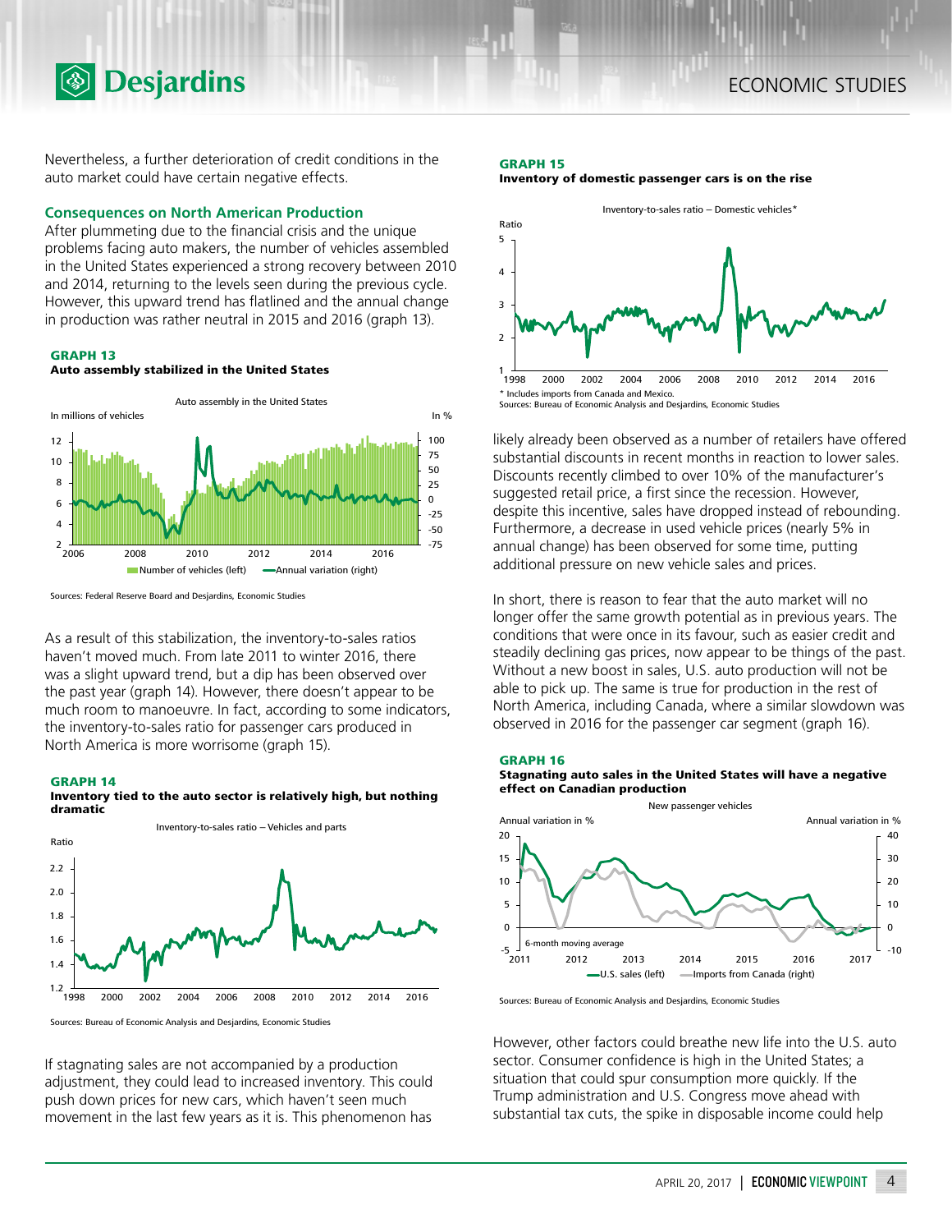Nevertheless, a further deterioration of credit conditions in the auto market could have certain negative effects.

### Consequences on North American Production

After plummeting due to the financial crisis and the unique problems facing auto makers, the number of vehicles assembled in the United States experienced a strong recovery between 2010 and 2014, returning to the levels seen during the previous cycle. However, this upward trend has flatlined and the annual change in production was rather neutral in 2015 and 2016 (graph 13).

**GRAPH 13**
**Auto assembly stabilized in the United States**

Sources: Federal Reserve Board and Desjardins, Economic Studies

As a result of this stabilization, the inventory-to-sales ratios haven't moved much. From late 2011 to winter 2016, there was a slight upward trend, but a dip has been observed over the past year (graph 14). However, there doesn't appear to be much room to manoeuvre. In fact, according to some indicators, the inventory-to-sales ratio for passenger cars produced in North America is more worrisome (graph 15).

**GRAPH 14**
**Inventory tied to the auto sector is relatively high, but nothing dramatic**

Sources: Bureau of Economic Analysis and Desjardins, Economic Studies

If stagnating sales are not accompanied by a production adjustment, they could lead to increased inventory. This could push down prices for new cars, which haven't seen much movement in the last few years as it is. This phenomenon has likely already been observed as a number of retailers have offered substantial discounts in recent months in reaction to lower sales. Discounts recently climbed to over 10% of the manufacturer's suggested retail price, a first since the recession. However, despite this incentive, sales have dropped instead of rebounding. Furthermore, a decrease in used vehicle prices (nearly 5% in annual change) has been observed for some time, putting additional pressure on new vehicle sales and prices.

**GRAPH 15**
**Inventory of domestic passenger cars is on the rise**

* Includes imports from Canada and Mexico.
Sources: Bureau of Economic Analysis and Desjardins, Economic Studies

In short, there is reason to fear that the auto market will no longer offer the same growth potential as in previous years. The conditions that were once in its favour, such as easier credit and steadily declining gas prices, now appear to be things of the past. Without a new boost in sales, U.S. auto production will not be able to pick up. The same is true for production in the rest of North America, including Canada, where a similar slowdown was observed in 2016 for the passenger car segment (graph 16).

**GRAPH 16**
**Stagnating auto sales in the United States will have a negative effect on Canadian production**

Sources: Bureau of Economic Analysis and Desjardins, Economic Studies

However, other factors could breathe new life into the U.S. auto sector. Consumer confidence is high in the United States; a situation that could spur consumption more quickly. If the Trump administration and U.S. Congress move ahead with substantial tax cuts, the spike in disposable income could help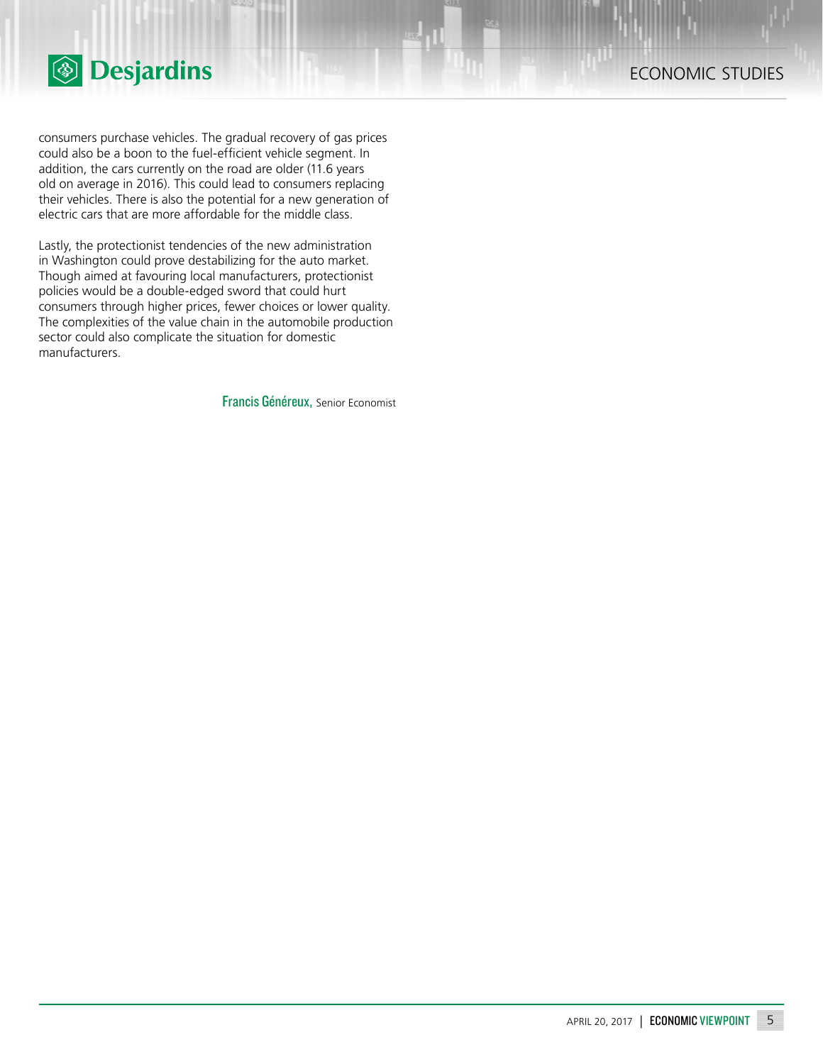consumers purchase vehicles. The gradual recovery of gas prices could also be a boon to the fuel-efficient vehicle segment. In addition, the cars currently on the road are older (11.6 years old on average in 2016). This could lead to consumers replacing their vehicles. There is also the potential for a new generation of electric cars that are more affordable for the middle class.

Lastly, the protectionist tendencies of the new administration in Washington could prove destabilizing for the auto market. Though aimed at favouring local manufacturers, protectionist policies would be a double-edged sword that could hurt consumers through higher prices, fewer choices or lower quality. The complexities of the value chain in the automobile production sector could also complicate the situation for domestic manufacturers.

Francis Généreux, Senior Economist